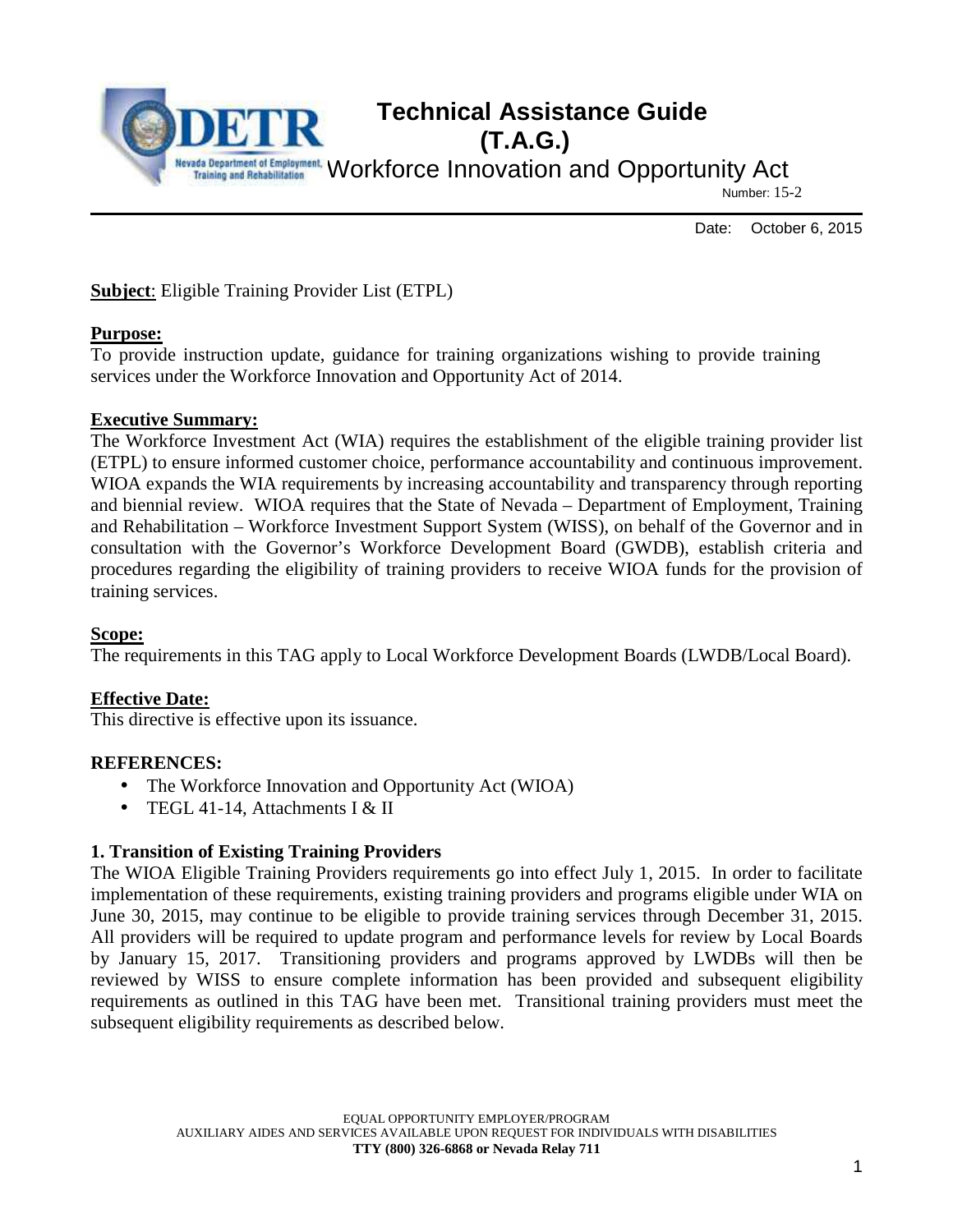# Technical Assistance Guide (T.A.G.)

## Workforce Innovation and Opportunity Act

Number: 15-2

Date: October 6, 2015

**Subject**: Eligible Training Provider List (ETPL)

**Purpose:**

To provide instruction update, guidance for training organizations wishing to provide training services under the Workforce Innovation and Opportunity Act of 2014.

**Executive Summary:**

The Workforce Investment Act (WIA) requires the establishment of the eligible training provider list (ETPL) to ensure informed customer choice, performance accountability and continuous improvement. WIOA expands the WIA requirements by increasing accountability and transparency through reporting and biennial review. WIOA requires that the State of Nevada – Department of Employment, Training and Rehabilitation – Workforce Investment Support System (WISS), on behalf of the Governor and in consultation with the Governor's Workforce Development Board (GWDB), establish criteria and procedures regarding the eligibility of training providers to receive WIOA funds for the provision of training services.

**Scope:**

The requirements in this TAG apply to Local Workforce Development Boards (LWDB/Local Board).

**Effective Date:**

This directive is effective upon its issuance.

**REFERENCES:**

- The Workforce Innovation and Opportunity Act (WIOA)
- TEGL 41-14, Attachments I & II

**1. Transition of Existing Training Providers**

The WIOA Eligible Training Providers requirements go into effect July 1, 2015. In order to facilitate implementation of these requirements, existing training providers and programs eligible under WIA on June 30, 2015, may continue to be eligible to provide training services through December 31, 2015. All providers will be required to update program and performance levels for review by Local Boards by January 15, 2017. Transitioning providers and programs approved by LWDBs will then be reviewed by WISS to ensure complete information has been provided and subsequent eligibility requirements as outlined in this TAG have been met. Transitional training providers must meet the subsequent eligibility requirements as described below.

EQUAL OPPORTUNITY EMPLOYER/PROGRAM
AUXILIARY AIDES AND SERVICES AVAILABLE UPON REQUEST FOR INDIVIDUALS WITH DISABILITIES
**TTY (800) 326-6868 or Nevada Relay 711**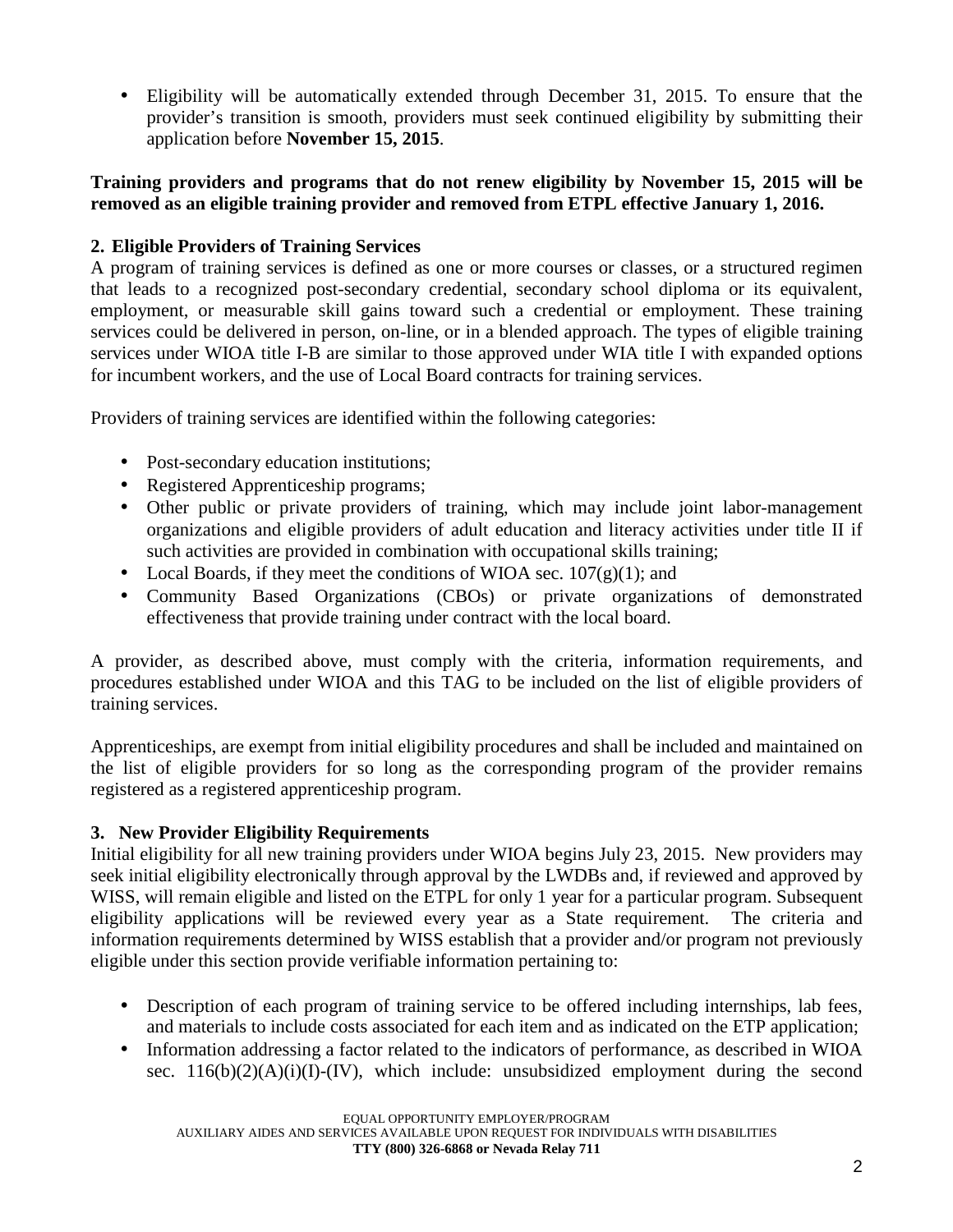- Eligibility will be automatically extended through December 31, 2015. To ensure that the provider's transition is smooth, providers must seek continued eligibility by submitting their application before **November 15, 2015**.

**Training providers and programs that do not renew eligibility by November 15, 2015 will be removed as an eligible training provider and removed from ETPL effective January 1, 2016.**

### 2. Eligible Providers of Training Services

A program of training services is defined as one or more courses or classes, or a structured regimen that leads to a recognized post-secondary credential, secondary school diploma or its equivalent, employment, or measurable skill gains toward such a credential or employment. These training services could be delivered in person, on-line, or in a blended approach. The types of eligible training services under WIOA title I-B are similar to those approved under WIA title I with expanded options for incumbent workers, and the use of Local Board contracts for training services.

Providers of training services are identified within the following categories:

- Post-secondary education institutions;
- Registered Apprenticeship programs;
- Other public or private providers of training, which may include joint labor-management organizations and eligible providers of adult education and literacy activities under title II if such activities are provided in combination with occupational skills training;
- Local Boards, if they meet the conditions of WIOA sec. 107(g)(1); and
- Community Based Organizations (CBOs) or private organizations of demonstrated effectiveness that provide training under contract with the local board.

A provider, as described above, must comply with the criteria, information requirements, and procedures established under WIOA and this TAG to be included on the list of eligible providers of training services.

Apprenticeships, are exempt from initial eligibility procedures and shall be included and maintained on the list of eligible providers for so long as the corresponding program of the provider remains registered as a registered apprenticeship program.

### 3. New Provider Eligibility Requirements

Initial eligibility for all new training providers under WIOA begins July 23, 2015. New providers may seek initial eligibility electronically through approval by the LWDBs and, if reviewed and approved by WISS, will remain eligible and listed on the ETPL for only 1 year for a particular program. Subsequent eligibility applications will be reviewed every year as a State requirement. The criteria and information requirements determined by WISS establish that a provider and/or program not previously eligible under this section provide verifiable information pertaining to:

- Description of each program of training service to be offered including internships, lab fees, and materials to include costs associated for each item and as indicated on the ETP application;
- Information addressing a factor related to the indicators of performance, as described in WIOA sec. 116(b)(2)(A)(i)(I)-(IV), which include: unsubsidized employment during the second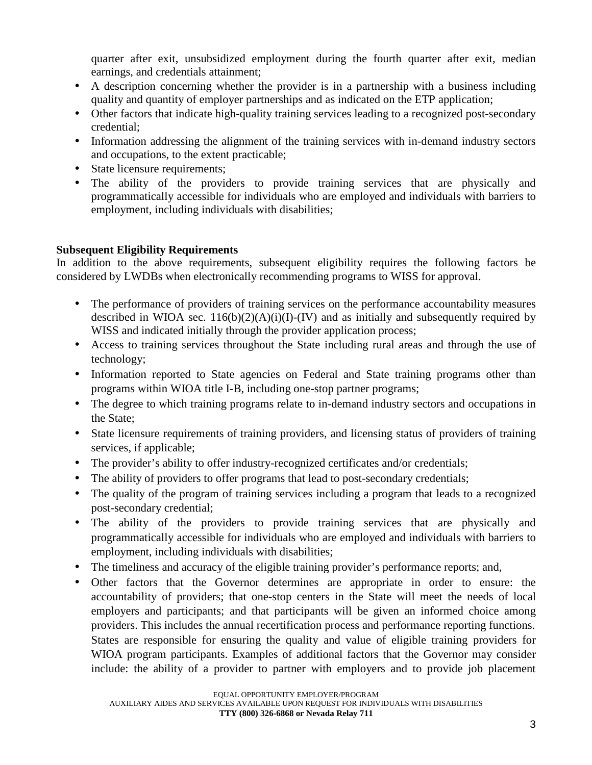quarter after exit, unsubsidized employment during the fourth quarter after exit, median earnings, and credentials attainment;

- A description concerning whether the provider is in a partnership with a business including quality and quantity of employer partnerships and as indicated on the ETP application;
- Other factors that indicate high-quality training services leading to a recognized post-secondary credential;
- Information addressing the alignment of the training services with in-demand industry sectors and occupations, to the extent practicable;
- State licensure requirements;
- The ability of the providers to provide training services that are physically and programmatically accessible for individuals who are employed and individuals with barriers to employment, including individuals with disabilities;

**Subsequent Eligibility Requirements**

In addition to the above requirements, subsequent eligibility requires the following factors be considered by LWDBs when electronically recommending programs to WISS for approval.

- The performance of providers of training services on the performance accountability measures described in WIOA sec. 116(b)(2)(A)(i)(I)-(IV) and as initially and subsequently required by WISS and indicated initially through the provider application process;
- Access to training services throughout the State including rural areas and through the use of technology;
- Information reported to State agencies on Federal and State training programs other than programs within WIOA title I-B, including one-stop partner programs;
- The degree to which training programs relate to in-demand industry sectors and occupations in the State;
- State licensure requirements of training providers, and licensing status of providers of training services, if applicable;
- The provider's ability to offer industry-recognized certificates and/or credentials;
- The ability of providers to offer programs that lead to post-secondary credentials;
- The quality of the program of training services including a program that leads to a recognized post-secondary credential;
- The ability of the providers to provide training services that are physically and programmatically accessible for individuals who are employed and individuals with barriers to employment, including individuals with disabilities;
- The timeliness and accuracy of the eligible training provider's performance reports; and,
- Other factors that the Governor determines are appropriate in order to ensure: the accountability of providers; that one-stop centers in the State will meet the needs of local employers and participants; and that participants will be given an informed choice among providers. This includes the annual recertification process and performance reporting functions. States are responsible for ensuring the quality and value of eligible training providers for WIOA program participants. Examples of additional factors that the Governor may consider include: the ability of a provider to partner with employers and to provide job placement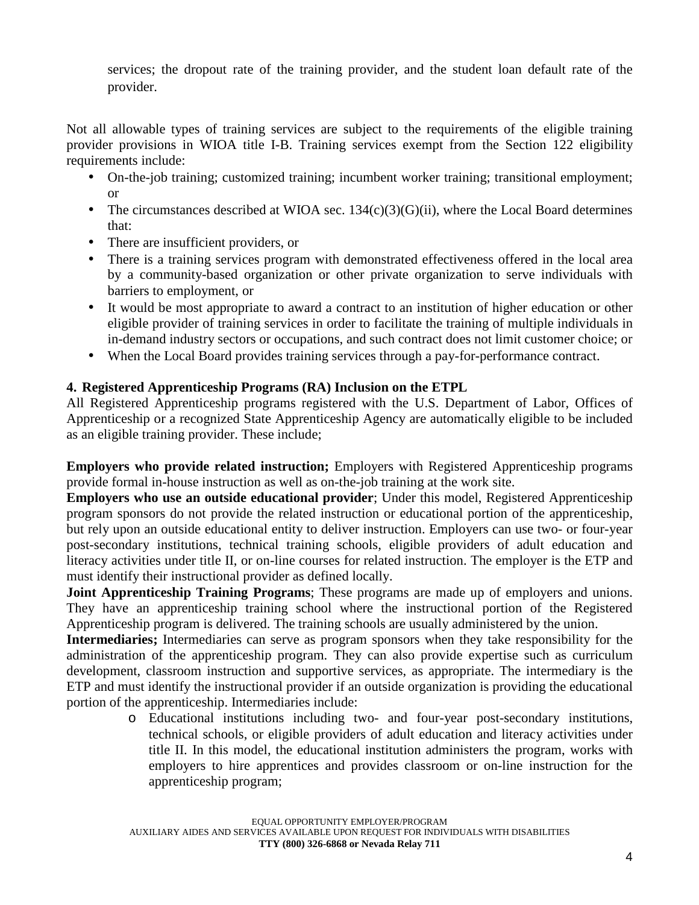services; the dropout rate of the training provider, and the student loan default rate of the provider.

Not all allowable types of training services are subject to the requirements of the eligible training provider provisions in WIOA title I-B. Training services exempt from the Section 122 eligibility requirements include:

- On-the-job training; customized training; incumbent worker training; transitional employment; or
- The circumstances described at WIOA sec. 134(c)(3)(G)(ii), where the Local Board determines that:
- There are insufficient providers, or
- There is a training services program with demonstrated effectiveness offered in the local area by a community-based organization or other private organization to serve individuals with barriers to employment, or
- It would be most appropriate to award a contract to an institution of higher education or other eligible provider of training services in order to facilitate the training of multiple individuals in in-demand industry sectors or occupations, and such contract does not limit customer choice; or
- When the Local Board provides training services through a pay-for-performance contract.

**4. Registered Apprenticeship Programs (RA) Inclusion on the ETPL**

All Registered Apprenticeship programs registered with the U.S. Department of Labor, Offices of Apprenticeship or a recognized State Apprenticeship Agency are automatically eligible to be included as an eligible training provider. These include;

**Employers who provide related instruction;** Employers with Registered Apprenticeship programs provide formal in-house instruction as well as on-the-job training at the work site.

**Employers who use an outside educational provider**; Under this model, Registered Apprenticeship program sponsors do not provide the related instruction or educational portion of the apprenticeship, but rely upon an outside educational entity to deliver instruction. Employers can use two- or four-year post-secondary institutions, technical training schools, eligible providers of adult education and literacy activities under title II, or on-line courses for related instruction. The employer is the ETP and must identify their instructional provider as defined locally.

**Joint Apprenticeship Training Programs**; These programs are made up of employers and unions. They have an apprenticeship training school where the instructional portion of the Registered Apprenticeship program is delivered. The training schools are usually administered by the union.

**Intermediaries;** Intermediaries can serve as program sponsors when they take responsibility for the administration of the apprenticeship program. They can also provide expertise such as curriculum development, classroom instruction and supportive services, as appropriate. The intermediary is the ETP and must identify the instructional provider if an outside organization is providing the educational portion of the apprenticeship. Intermediaries include:

- Educational institutions including two- and four-year post-secondary institutions, technical schools, or eligible providers of adult education and literacy activities under title II. In this model, the educational institution administers the program, works with employers to hire apprentices and provides classroom or on-line instruction for the apprenticeship program;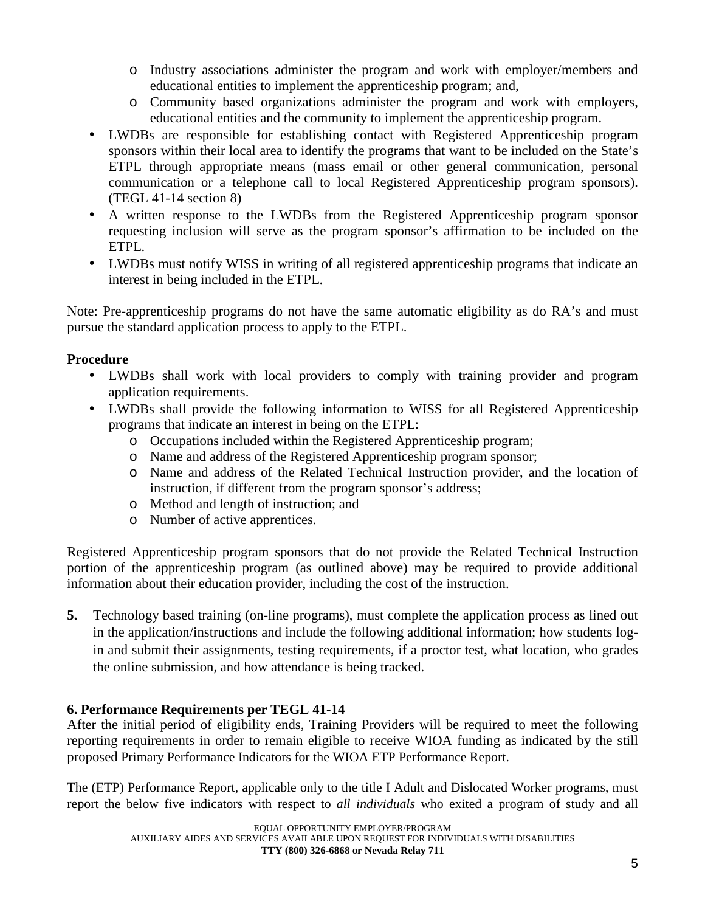- Industry associations administer the program and work with employer/members and educational entities to implement the apprenticeship program; and,
  - Community based organizations administer the program and work with employers, educational entities and the community to implement the apprenticeship program.
- LWDBs are responsible for establishing contact with Registered Apprenticeship program sponsors within their local area to identify the programs that want to be included on the State's ETPL through appropriate means (mass email or other general communication, personal communication or a telephone call to local Registered Apprenticeship program sponsors). (TEGL 41-14 section 8)
- A written response to the LWDBs from the Registered Apprenticeship program sponsor requesting inclusion will serve as the program sponsor's affirmation to be included on the ETPL.
- LWDBs must notify WISS in writing of all registered apprenticeship programs that indicate an interest in being included in the ETPL.

Note: Pre-apprenticeship programs do not have the same automatic eligibility as do RA's and must pursue the standard application process to apply to the ETPL.

**Procedure**

- LWDBs shall work with local providers to comply with training provider and program application requirements.
- LWDBs shall provide the following information to WISS for all Registered Apprenticeship programs that indicate an interest in being on the ETPL:
  - Occupations included within the Registered Apprenticeship program;
  - Name and address of the Registered Apprenticeship program sponsor;
  - Name and address of the Related Technical Instruction provider, and the location of instruction, if different from the program sponsor's address;
  - Method and length of instruction; and
  - Number of active apprentices.

Registered Apprenticeship program sponsors that do not provide the Related Technical Instruction portion of the apprenticeship program (as outlined above) may be required to provide additional information about their education provider, including the cost of the instruction.

**5.** Technology based training (on-line programs), must complete the application process as lined out in the application/instructions and include the following additional information; how students log-in and submit their assignments, testing requirements, if a proctor test, what location, who grades the online submission, and how attendance is being tracked.

**6. Performance Requirements per TEGL 41-14**

After the initial period of eligibility ends, Training Providers will be required to meet the following reporting requirements in order to remain eligible to receive WIOA funding as indicated by the still proposed Primary Performance Indicators for the WIOA ETP Performance Report.

The (ETP) Performance Report, applicable only to the title I Adult and Dislocated Worker programs, must report the below five indicators with respect to *all individuals* who exited a program of study and all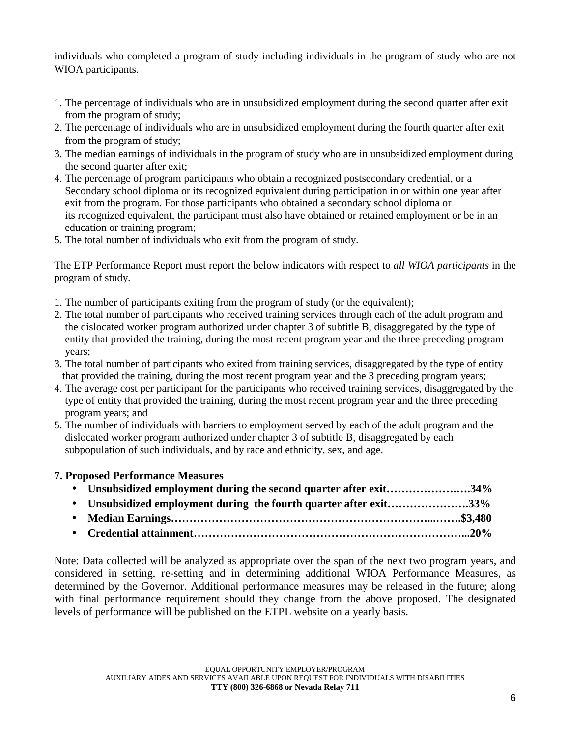individuals who completed a program of study including individuals in the program of study who are not WIOA participants.

1. The percentage of individuals who are in unsubsidized employment during the second quarter after exit from the program of study;
2. The percentage of individuals who are in unsubsidized employment during the fourth quarter after exit from the program of study;
3. The median earnings of individuals in the program of study who are in unsubsidized employment during the second quarter after exit;
4. The percentage of program participants who obtain a recognized postsecondary credential, or a Secondary school diploma or its recognized equivalent during participation in or within one year after exit from the program. For those participants who obtained a secondary school diploma or its recognized equivalent, the participant must also have obtained or retained employment or be in an education or training program;
5. The total number of individuals who exit from the program of study.

The ETP Performance Report must report the below indicators with respect to *all WIOA participants* in the program of study.

1. The number of participants exiting from the program of study (or the equivalent);
2. The total number of participants who received training services through each of the adult program and the dislocated worker program authorized under chapter 3 of subtitle B, disaggregated by the type of entity that provided the training, during the most recent program year and the three preceding program years;
3. The total number of participants who exited from training services, disaggregated by the type of entity that provided the training, during the most recent program year and the 3 preceding program years;
4. The average cost per participant for the participants who received training services, disaggregated by the type of entity that provided the training, during the most recent program year and the three preceding program years; and
5. The number of individuals with barriers to employment served by each of the adult program and the dislocated worker program authorized under chapter 3 of subtitle B, disaggregated by each subpopulation of such individuals, and by race and ethnicity, sex, and age.

**7. Proposed Performance Measures**

- **Unsubsidized employment during the second quarter after exit……………….….34%**
- **Unsubsidized employment during the fourth quarter after exit………………….33%**
- **Median Earnings…………………………………………………………...…….$3,480**
- **Credential attainment……………………………………………………………...20%**

Note: Data collected will be analyzed as appropriate over the span of the next two program years, and considered in setting, re-setting and in determining additional WIOA Performance Measures, as determined by the Governor. Additional performance measures may be released in the future; along with final performance requirement should they change from the above proposed. The designated levels of performance will be published on the ETPL website on a yearly basis.

EQUAL OPPORTUNITY EMPLOYER/PROGRAM
AUXILIARY AIDES AND SERVICES AVAILABLE UPON REQUEST FOR INDIVIDUALS WITH DISABILITIES
**TTY (800) 326-6868 or Nevada Relay 711**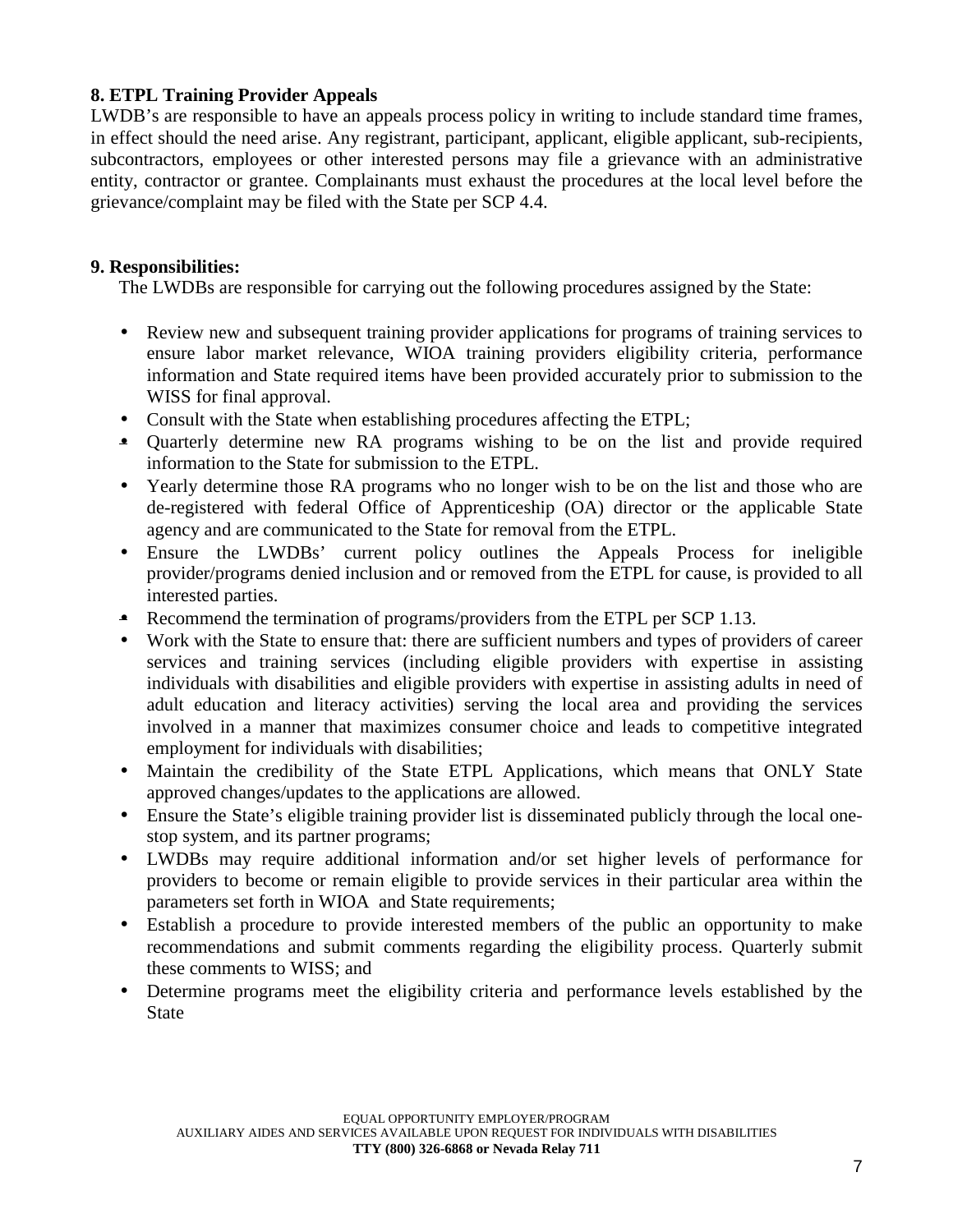**8. ETPL Training Provider Appeals**

LWDB's are responsible to have an appeals process policy in writing to include standard time frames, in effect should the need arise. Any registrant, participant, applicant, eligible applicant, sub-recipients, subcontractors, employees or other interested persons may file a grievance with an administrative entity, contractor or grantee. Complainants must exhaust the procedures at the local level before the grievance/complaint may be filed with the State per SCP 4.4.

**9. Responsibilities:**

The LWDBs are responsible for carrying out the following procedures assigned by the State:

- Review new and subsequent training provider applications for programs of training services to ensure labor market relevance, WIOA training providers eligibility criteria, performance information and State required items have been provided accurately prior to submission to the WISS for final approval.
- Consult with the State when establishing procedures affecting the ETPL;
- Quarterly determine new RA programs wishing to be on the list and provide required information to the State for submission to the ETPL.
- Yearly determine those RA programs who no longer wish to be on the list and those who are de-registered with federal Office of Apprenticeship (OA) director or the applicable State agency and are communicated to the State for removal from the ETPL.
- Ensure the LWDBs' current policy outlines the Appeals Process for ineligible provider/programs denied inclusion and or removed from the ETPL for cause, is provided to all interested parties.
- Recommend the termination of programs/providers from the ETPL per SCP 1.13.
- Work with the State to ensure that: there are sufficient numbers and types of providers of career services and training services (including eligible providers with expertise in assisting individuals with disabilities and eligible providers with expertise in assisting adults in need of adult education and literacy activities) serving the local area and providing the services involved in a manner that maximizes consumer choice and leads to competitive integrated employment for individuals with disabilities;
- Maintain the credibility of the State ETPL Applications, which means that ONLY State approved changes/updates to the applications are allowed.
- Ensure the State's eligible training provider list is disseminated publicly through the local one-stop system, and its partner programs;
- LWDBs may require additional information and/or set higher levels of performance for providers to become or remain eligible to provide services in their particular area within the parameters set forth in WIOA and State requirements;
- Establish a procedure to provide interested members of the public an opportunity to make recommendations and submit comments regarding the eligibility process. Quarterly submit these comments to WISS; and
- Determine programs meet the eligibility criteria and performance levels established by the State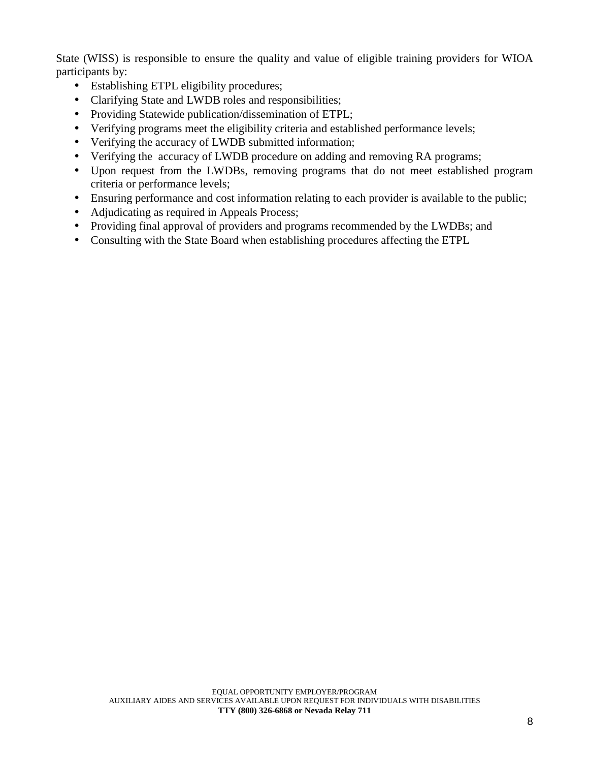State (WISS) is responsible to ensure the quality and value of eligible training providers for WIOA participants by:

- Establishing ETPL eligibility procedures;
- Clarifying State and LWDB roles and responsibilities;
- Providing Statewide publication/dissemination of ETPL;
- Verifying programs meet the eligibility criteria and established performance levels;
- Verifying the accuracy of LWDB submitted information;
- Verifying the accuracy of LWDB procedure on adding and removing RA programs;
- Upon request from the LWDBs, removing programs that do not meet established program criteria or performance levels;
- Ensuring performance and cost information relating to each provider is available to the public;
- Adjudicating as required in Appeals Process;
- Providing final approval of providers and programs recommended by the LWDBs; and
- Consulting with the State Board when establishing procedures affecting the ETPL

EQUAL OPPORTUNITY EMPLOYER/PROGRAM
AUXILIARY AIDES AND SERVICES AVAILABLE UPON REQUEST FOR INDIVIDUALS WITH DISABILITIES
**TTY (800) 326-6868 or Nevada Relay 711**